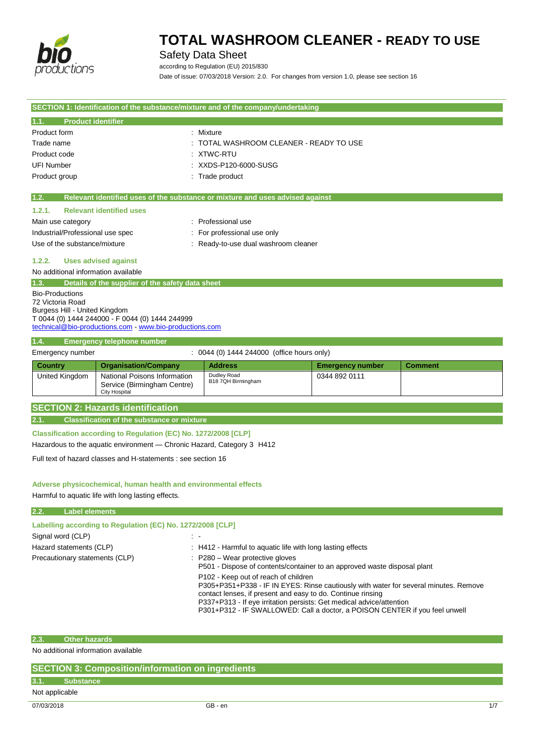# TOTAL WASHROOM CLEANER - READY TO USE

Safety Data Sheet

according to Regulation (EU) 2015/830

Date of issue: 07/03/2018 Version: 2.0. For changes from version 1.0, please see section 16

## SECTION 1: Identification of the substance/mixture and of the company/undertaking

### 1.1. Product identifier

Product form : Mixture

Trade name : TOTAL WASHROOM CLEANER - READY TO USE

Product code : XTWC-RTU

UFI Number : XXDS-P120-6000-SUSG

Product group : Trade product

### 1.2. Relevant identified uses of the substance or mixture and uses advised against

#### 1.2.1. Relevant identified uses

Main use category : Professional use

Industrial/Professional use spec : For professional use only

Use of the substance/mixture : Ready-to-use dual washroom cleaner

#### 1.2.2. Uses advised against

No additional information available

### 1.3. Details of the supplier of the safety data sheet

Bio-Productions
72 Victoria Road
Burgess Hill - United Kingdom
T 0044 (0) 1444 244000 - F 0044 (0) 1444 244999
technical@bio-productions.com - www.bio-productions.com

### 1.4. Emergency telephone number

Emergency number : 0044 (0) 1444 244000 (office hours only)

| Country | Organisation/Company | Address | Emergency number | Comment |
|---|---|---|---|---|
| United Kingdom | National Poisons Information Service (Birmingham Centre) City Hospital | Dudley Road B18 7QH Birmingham | 0344 892 0111 | |

## SECTION 2: Hazards identification

### 2.1. Classification of the substance or mixture

**Classification according to Regulation (EC) No. 1272/2008 [CLP]**

Hazardous to the aquatic environment — Chronic Hazard, Category 3 H412

Full text of hazard classes and H-statements : see section 16

**Adverse physicochemical, human health and environmental effects**

Harmful to aquatic life with long lasting effects.

### 2.2. Label elements

**Labelling according to Regulation (EC) No. 1272/2008 [CLP]**

Signal word (CLP) : -

Hazard statements (CLP) : H412 - Harmful to aquatic life with long lasting effects

Precautionary statements (CLP) : P280 – Wear protective gloves
P501 - Dispose of contents/container to an approved waste disposal plant
P102 - Keep out of reach of children
P305+P351+P338 - IF IN EYES: Rinse cautiously with water for several minutes. Remove contact lenses, if present and easy to do. Continue rinsing
P337+P313 - If eye irritation persists: Get medical advice/attention
P301+P312 - IF SWALLOWED: Call a doctor, a POISON CENTER if you feel unwell

### 2.3. Other hazards

No additional information available

## SECTION 3: Composition/information on ingredients

### 3.1. Substance

Not applicable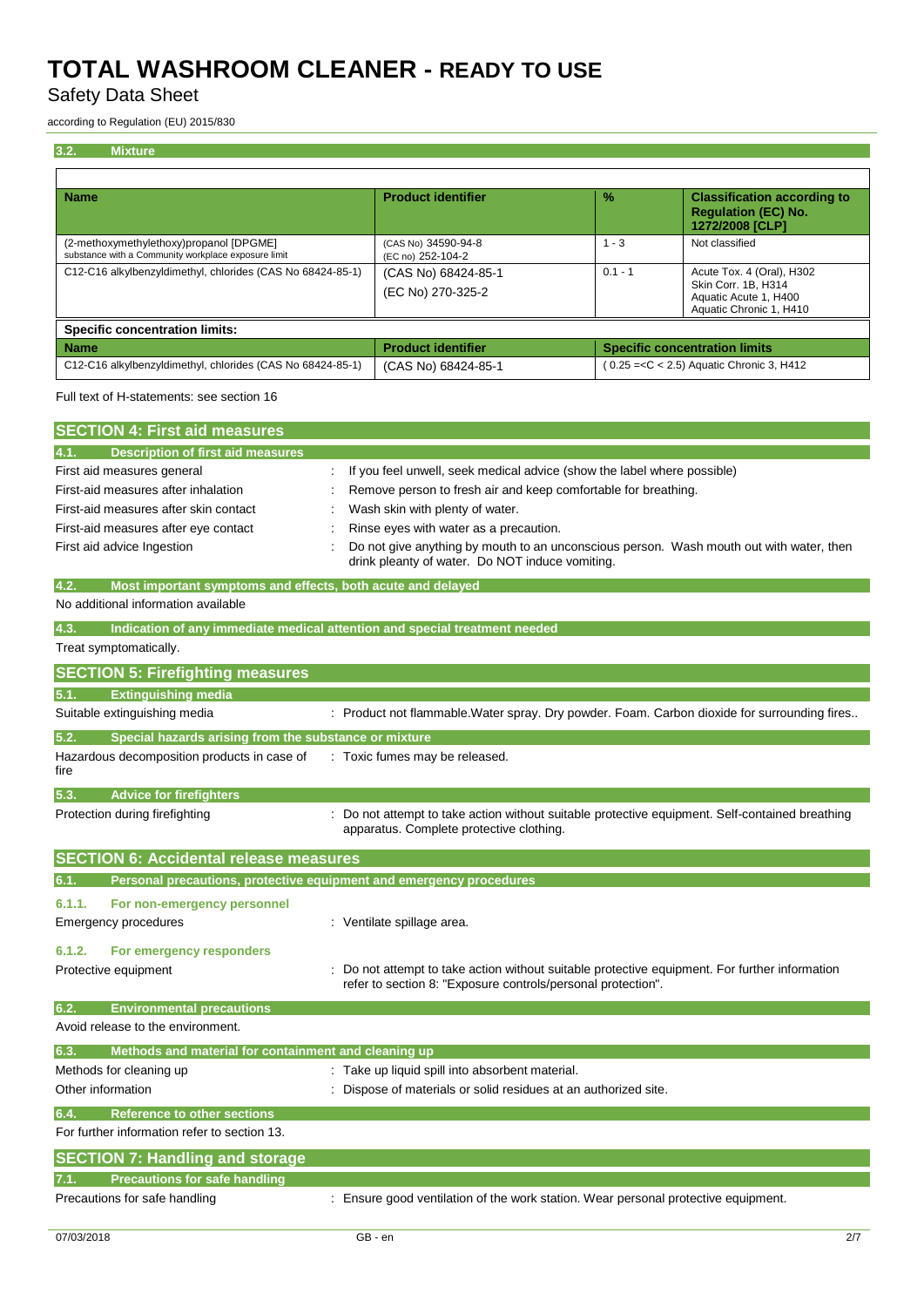### 3.2. Mixture

| Name | Product identifier | % | Classification according to Regulation (EC) No. 1272/2008 [CLP] |
|---|---|---|---|
| (2-methoxymethylethoxy)propanol [DPGME] substance with a Community workplace exposure limit | (CAS No) 34590-94-8 (EC no) 252-104-2 | 1 - 3 | Not classified |
| C12-C16 alkylbenzyldimethyl, chlorides (CAS No 68424-85-1) | (CAS No) 68424-85-1 (EC No) 270-325-2 | 0.1 - 1 | Acute Tox. 4 (Oral), H302 Skin Corr. 1B, H314 Aquatic Acute 1, H400 Aquatic Chronic 1, H410 |

**Specific concentration limits:**

| Name | Product identifier | Specific concentration limits |
|---|---|---|
| C12-C16 alkylbenzyldimethyl, chlorides (CAS No 68424-85-1) | (CAS No) 68424-85-1 | ( 0.25 =<C < 2.5) Aquatic Chronic 3, H412 |

Full text of H-statements: see section 16

## SECTION 4: First aid measures

### 4.1. Description of first aid measures

First aid measures general : If you feel unwell, seek medical advice (show the label where possible)

First-aid measures after inhalation : Remove person to fresh air and keep comfortable for breathing.

First-aid measures after skin contact : Wash skin with plenty of water.

First-aid measures after eye contact : Rinse eyes with water as a precaution.

First aid advice Ingestion : Do not give anything by mouth to an unconscious person. Wash mouth out with water, then drink pleanty of water. Do NOT induce vomiting.

### 4.2. Most important symptoms and effects, both acute and delayed

No additional information available

### 4.3. Indication of any immediate medical attention and special treatment needed

Treat symptomatically.

## SECTION 5: Firefighting measures

### 5.1. Extinguishing media

Suitable extinguishing media : Product not flammable.Water spray. Dry powder. Foam. Carbon dioxide for surrounding fires..

### 5.2. Special hazards arising from the substance or mixture

Hazardous decomposition products in case of fire : Toxic fumes may be released.

### 5.3. Advice for firefighters

Protection during firefighting : Do not attempt to take action without suitable protective equipment. Self-contained breathing apparatus. Complete protective clothing.

## SECTION 6: Accidental release measures

### 6.1. Personal precautions, protective equipment and emergency procedures

#### 6.1.1. For non-emergency personnel

Emergency procedures : Ventilate spillage area.

#### 6.1.2. For emergency responders

Protective equipment : Do not attempt to take action without suitable protective equipment. For further information refer to section 8: "Exposure controls/personal protection".

### 6.2. Environmental precautions

Avoid release to the environment.

### 6.3. Methods and material for containment and cleaning up

Methods for cleaning up : Take up liquid spill into absorbent material.

Other information : Dispose of materials or solid residues at an authorized site.

### 6.4. Reference to other sections

For further information refer to section 13.

## SECTION 7: Handling and storage

### 7.1. Precautions for safe handling

Precautions for safe handling : Ensure good ventilation of the work station. Wear personal protective equipment.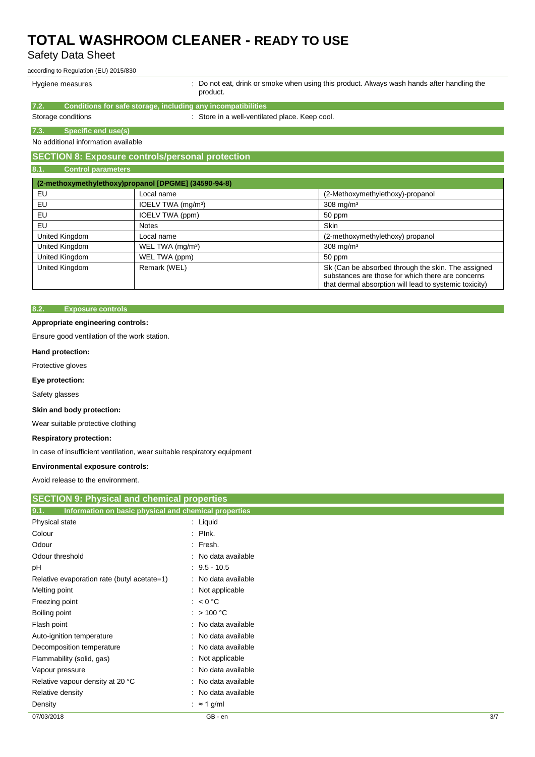Hygiene measures : Do not eat, drink or smoke when using this product. Always wash hands after handling the product.

### 7.2. Conditions for safe storage, including any incompatibilities

Storage conditions : Store in a well-ventilated place. Keep cool.

### 7.3. Specific end use(s)

No additional information available

## SECTION 8: Exposure controls/personal protection

### 8.1. Control parameters

| (2-methoxymethylethoxy)propanol [DPGME] (34590-94-8) | | |
|---|---|---|
| EU | Local name | (2-Methoxymethylethoxy)-propanol |
| EU | IOELV TWA (mg/m³) | 308 mg/m³ |
| EU | IOELV TWA (ppm) | 50 ppm |
| EU | Notes | Skin |
| United Kingdom | Local name | (2-methoxymethylethoxy) propanol |
| United Kingdom | WEL TWA (mg/m³) | 308 mg/m³ |
| United Kingdom | WEL TWA (ppm) | 50 ppm |
| United Kingdom | Remark (WEL) | Sk (Can be absorbed through the skin. The assigned substances are those for which there are concerns that dermal absorption will lead to systemic toxicity) |

### 8.2. Exposure controls

**Appropriate engineering controls:**

Ensure good ventilation of the work station.

**Hand protection:**

Protective gloves

**Eye protection:**

Safety glasses

**Skin and body protection:**

Wear suitable protective clothing

**Respiratory protection:**

In case of insufficient ventilation, wear suitable respiratory equipment

**Environmental exposure controls:**

Avoid release to the environment.

## SECTION 9: Physical and chemical properties

### 9.1. Information on basic physical and chemical properties

| | |
|---|---|
| Physical state | : Liquid |
| Colour | : PInk. |
| Odour | : Fresh. |
| Odour threshold | : No data available |
| pH | : 9.5 - 10.5 |
| Relative evaporation rate (butyl acetate=1) | : No data available |
| Melting point | : Not applicable |
| Freezing point | : < 0 °C |
| Boiling point | : > 100 °C |
| Flash point | : No data available |
| Auto-ignition temperature | : No data available |
| Decomposition temperature | : No data available |
| Flammability (solid, gas) | : Not applicable |
| Vapour pressure | : No data available |
| Relative vapour density at 20 °C | : No data available |
| Relative density | : No data available |
| Density | : ≈ 1 g/ml |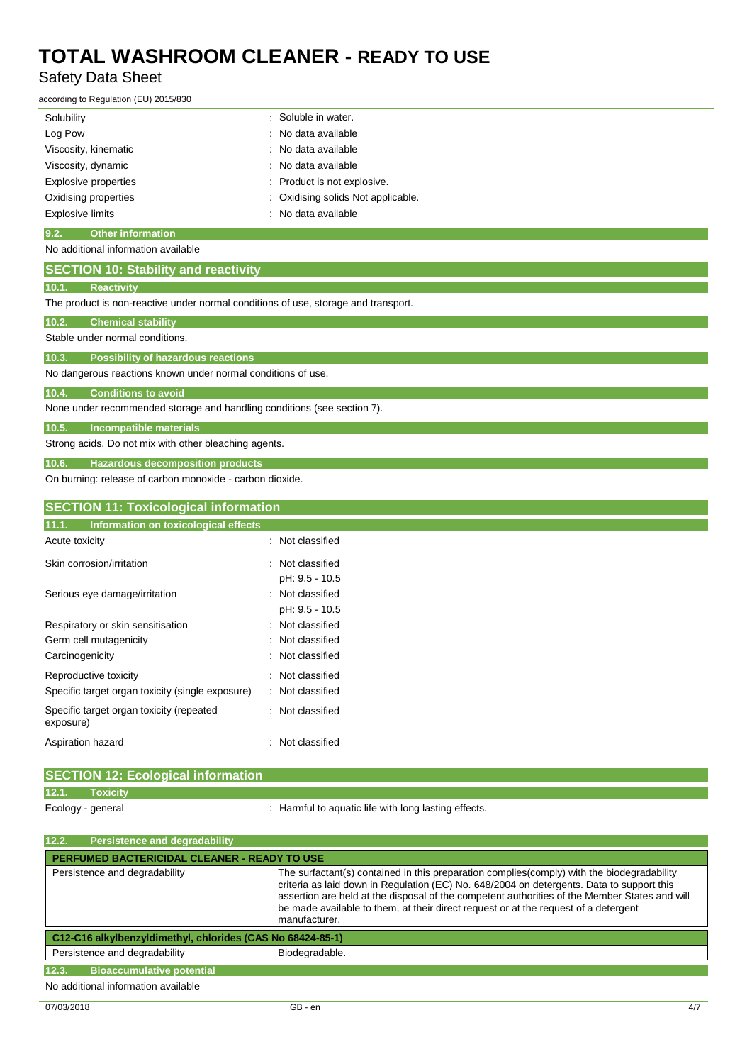| | |
|---|---|
| Solubility | : Soluble in water. |
| Log Pow | : No data available |
| Viscosity, kinematic | : No data available |
| Viscosity, dynamic | : No data available |
| Explosive properties | : Product is not explosive. |
| Oxidising properties | : Oxidising solids Not applicable. |
| Explosive limits | : No data available |

### 9.2. Other information

No additional information available

## SECTION 10: Stability and reactivity

### 10.1. Reactivity

The product is non-reactive under normal conditions of use, storage and transport.

### 10.2. Chemical stability

Stable under normal conditions.

### 10.3. Possibility of hazardous reactions

No dangerous reactions known under normal conditions of use.

### 10.4. Conditions to avoid

None under recommended storage and handling conditions (see section 7).

### 10.5. Incompatible materials

Strong acids. Do not mix with other bleaching agents.

### 10.6. Hazardous decomposition products

On burning: release of carbon monoxide - carbon dioxide.

## SECTION 11: Toxicological information

### 11.1. Information on toxicological effects

| | |
|---|---|
| Acute toxicity | : Not classified |
| Skin corrosion/irritation | : Not classified<br>pH: 9.5 - 10.5 |
| Serious eye damage/irritation | : Not classified<br>pH: 9.5 - 10.5 |
| Respiratory or skin sensitisation | : Not classified |
| Germ cell mutagenicity | : Not classified |
| Carcinogenicity | : Not classified |
| Reproductive toxicity | : Not classified |
| Specific target organ toxicity (single exposure) | : Not classified |
| Specific target organ toxicity (repeated exposure) | : Not classified |
| Aspiration hazard | : Not classified |

## SECTION 12: Ecological information

### 12.1. Toxicity

| | |
|---|---|
| Ecology - general | : Harmful to aquatic life with long lasting effects. |

### 12.2. Persistence and degradability

| PERFUMED BACTERICIDAL CLEANER - READY TO USE | |
|---|---|
| Persistence and degradability | The surfactant(s) contained in this preparation complies(comply) with the biodegradability criteria as laid down in Regulation (EC) No. 648/2004 on detergents. Data to support this assertion are held at the disposal of the competent authorities of the Member States and will be made available to them, at their direct request or at the request of a detergent manufacturer. |
| **C12-C16 alkylbenzyldimethyl, chlorides (CAS No 68424-85-1)** | |
| Persistence and degradability | Biodegradable. |

### 12.3. Bioaccumulative potential

No additional information available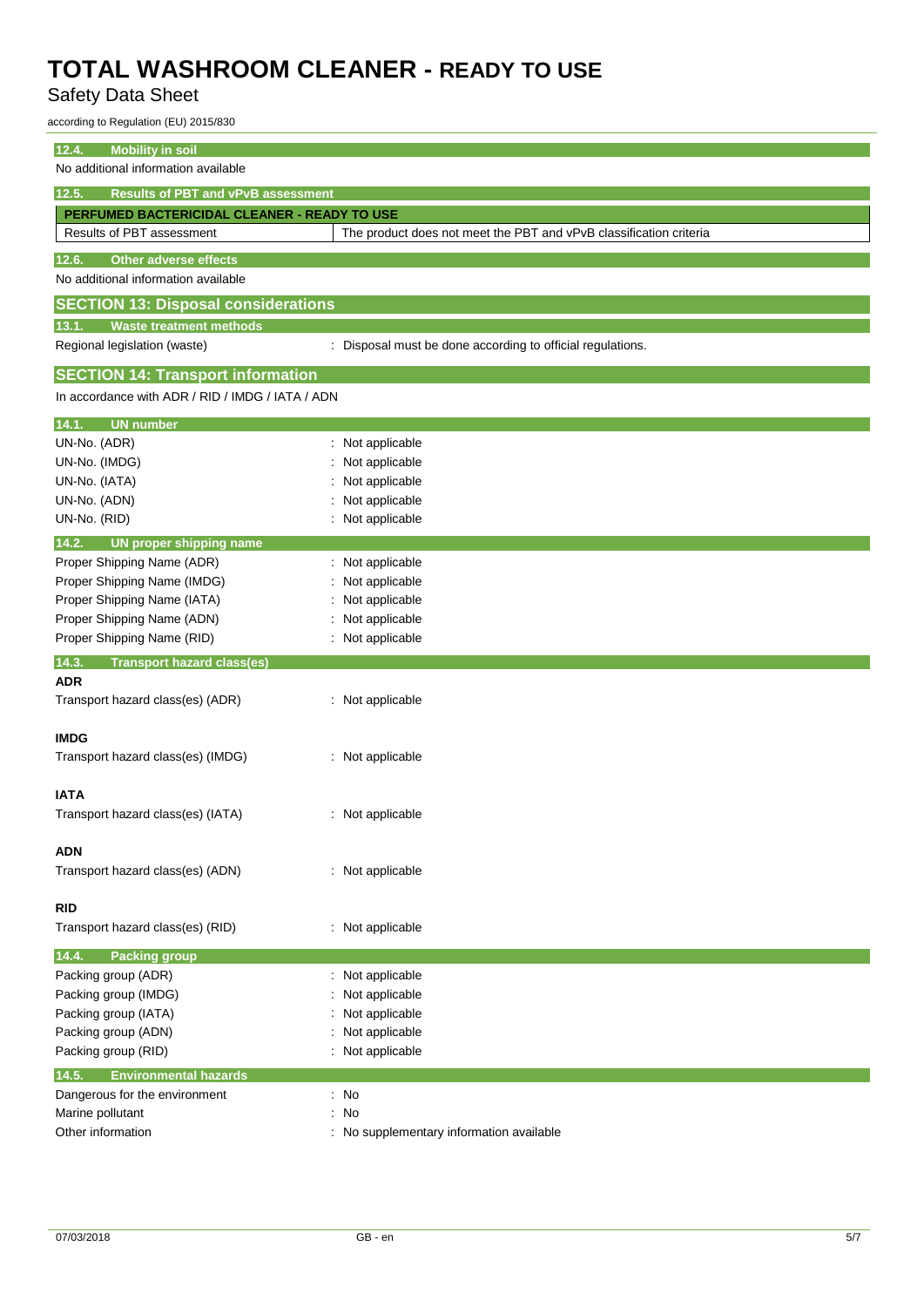### 12.4. Mobility in soil

No additional information available

### 12.5. Results of PBT and vPvB assessment

| PERFUMED BACTERICIDAL CLEANER - READY TO USE | |
|---|---|
| Results of PBT assessment | The product does not meet the PBT and vPvB classification criteria |

### 12.6. Other adverse effects

No additional information available

## SECTION 13: Disposal considerations

### 13.1. Waste treatment methods

Regional legislation (waste) : Disposal must be done according to official regulations.

## SECTION 14: Transport information

In accordance with ADR / RID / IMDG / IATA / ADN

### 14.1. UN number

UN-No. (ADR) : Not applicable
UN-No. (IMDG) : Not applicable
UN-No. (IATA) : Not applicable
UN-No. (ADN) : Not applicable
UN-No. (RID) : Not applicable

### 14.2. UN proper shipping name

Proper Shipping Name (ADR) : Not applicable
Proper Shipping Name (IMDG) : Not applicable
Proper Shipping Name (IATA) : Not applicable
Proper Shipping Name (ADN) : Not applicable
Proper Shipping Name (RID) : Not applicable

### 14.3. Transport hazard class(es)

**ADR**

Transport hazard class(es) (ADR) : Not applicable

**IMDG**

Transport hazard class(es) (IMDG) : Not applicable

**IATA**

Transport hazard class(es) (IATA) : Not applicable

**ADN**

Transport hazard class(es) (ADN) : Not applicable

**RID**

Transport hazard class(es) (RID) : Not applicable

### 14.4. Packing group

Packing group (ADR) : Not applicable
Packing group (IMDG) : Not applicable
Packing group (IATA) : Not applicable
Packing group (ADN) : Not applicable
Packing group (RID) : Not applicable

### 14.5. Environmental hazards

Dangerous for the environment : No
Marine pollutant : No
Other information : No supplementary information available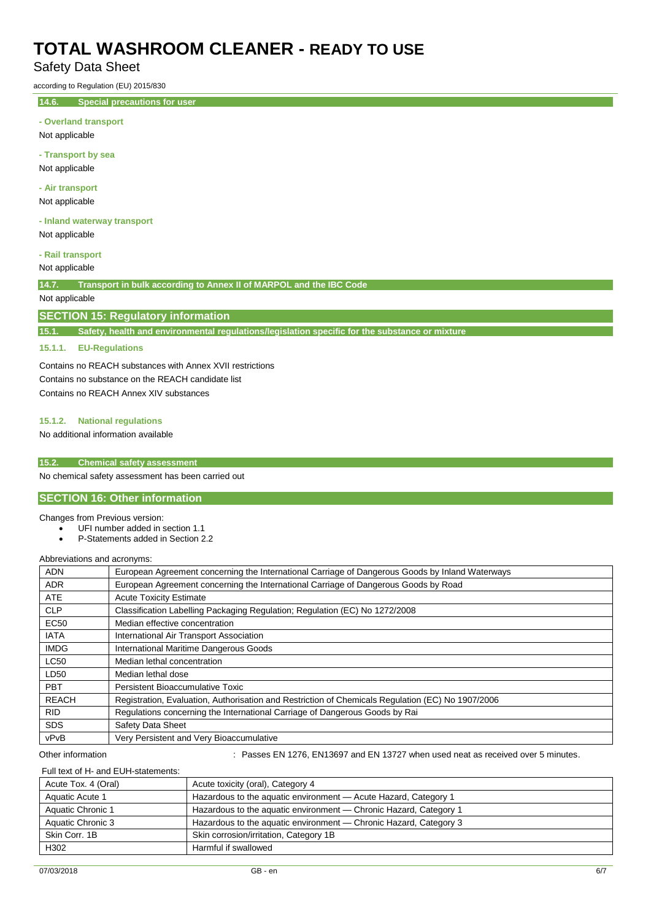### 14.6. Special precautions for user

**- Overland transport**

Not applicable

**- Transport by sea**

Not applicable

**- Air transport**

Not applicable

**- Inland waterway transport**

Not applicable

**- Rail transport**

Not applicable

### 14.7. Transport in bulk according to Annex II of MARPOL and the IBC Code

Not applicable

## SECTION 15: Regulatory information

### 15.1. Safety, health and environmental regulations/legislation specific for the substance or mixture

#### 15.1.1. EU-Regulations

Contains no REACH substances with Annex XVII restrictions

Contains no substance on the REACH candidate list

Contains no REACH Annex XIV substances

#### 15.1.2. National regulations

No additional information available

### 15.2. Chemical safety assessment

No chemical safety assessment has been carried out

## SECTION 16: Other information

Changes from Previous version:

- UFI number added in section 1.1
- P-Statements added in Section 2.2

Abbreviations and acronyms:

| | |
|---|---|
| ADN | European Agreement concerning the International Carriage of Dangerous Goods by Inland Waterways |
| ADR | European Agreement concerning the International Carriage of Dangerous Goods by Road |
| ATE | Acute Toxicity Estimate |
| CLP | Classification Labelling Packaging Regulation; Regulation (EC) No 1272/2008 |
| EC50 | Median effective concentration |
| IATA | International Air Transport Association |
| IMDG | International Maritime Dangerous Goods |
| LC50 | Median lethal concentration |
| LD50 | Median lethal dose |
| PBT | Persistent Bioaccumulative Toxic |
| REACH | Registration, Evaluation, Authorisation and Restriction of Chemicals Regulation (EC) No 1907/2006 |
| RID | Regulations concerning the International Carriage of Dangerous Goods by Rai |
| SDS | Safety Data Sheet |
| vPvB | Very Persistent and Very Bioaccumulative |

Other information : Passes EN 1276, EN13697 and EN 13727 when used neat as received over 5 minutes.

Full text of H- and EUH-statements:

| | |
|---|---|
| Acute Tox. 4 (Oral) | Acute toxicity (oral), Category 4 |
| Aquatic Acute 1 | Hazardous to the aquatic environment — Acute Hazard, Category 1 |
| Aquatic Chronic 1 | Hazardous to the aquatic environment — Chronic Hazard, Category 1 |
| Aquatic Chronic 3 | Hazardous to the aquatic environment — Chronic Hazard, Category 3 |
| Skin Corr. 1B | Skin corrosion/irritation, Category 1B |
| H302 | Harmful if swallowed |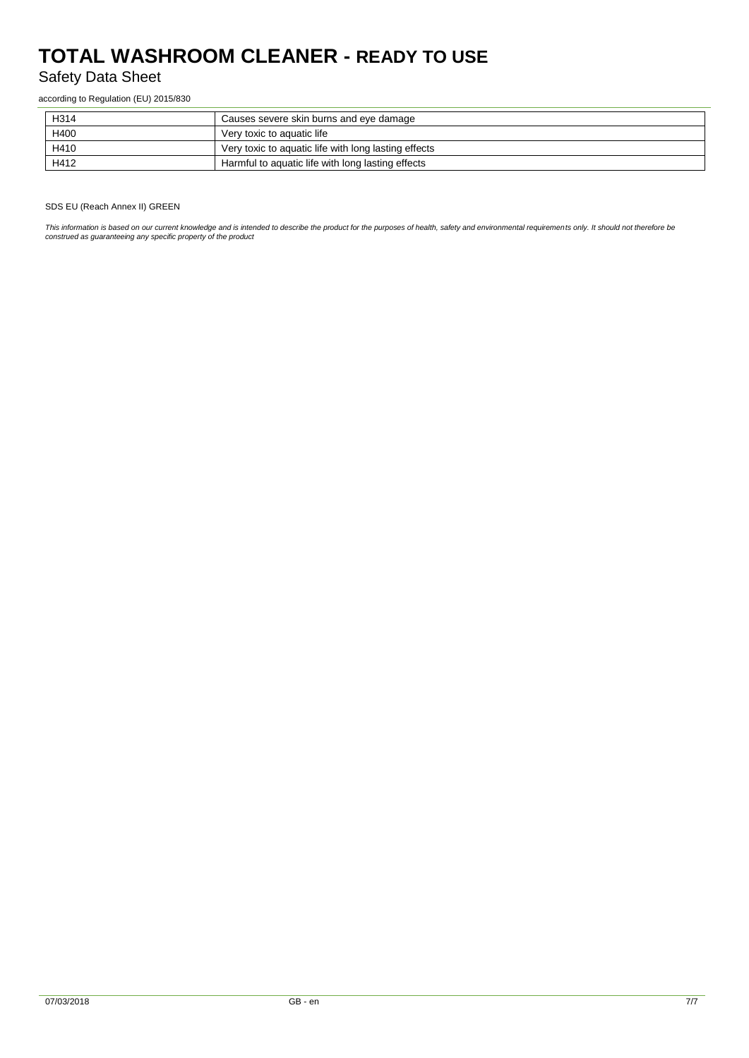| | |
|---|---|
| H314 | Causes severe skin burns and eye damage |
| H400 | Very toxic to aquatic life |
| H410 | Very toxic to aquatic life with long lasting effects |
| H412 | Harmful to aquatic life with long lasting effects |

SDS EU (Reach Annex II) GREEN

*This information is based on our current knowledge and is intended to describe the product for the purposes of health, safety and environmental requirements only. It should not therefore be construed as guaranteeing any specific property of the product*